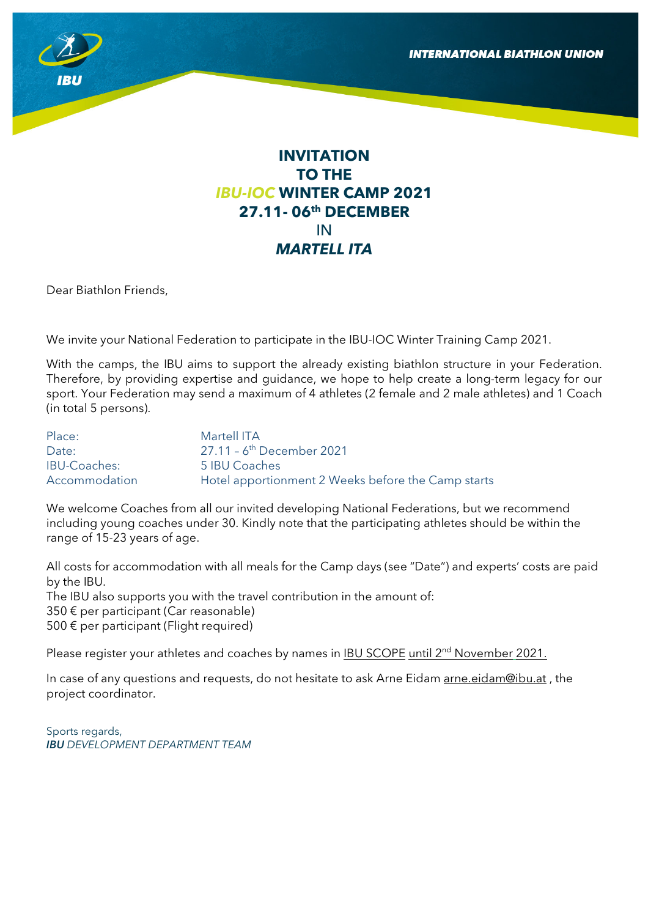# INVITATION TO THE *IBU-IOC* WINTER CAMP 2021 27.11- 06th DECEMBER IN *MARTELL ITA*

Dear Biathlon Friends,

We invite your National Federation to participate in the IBU-IOC Winter Training Camp 2021.

With the camps, the IBU aims to support the already existing biathlon structure in your Federation. Therefore, by providing expertise and guidance, we hope to help create a long-term legacy for our sport. Your Federation may send a maximum of 4 athletes (2 female and 2 male athletes) and 1 Coach (in total 5 persons).

| | |
|---|---|
| Place: | Martell ITA |
| Date: | 27.11 – 6th December 2021 |
| IBU-Coaches: | 5 IBU Coaches |
| Accommodation | Hotel apportionment 2 Weeks before the Camp starts |

We welcome Coaches from all our invited developing National Federations, but we recommend including young coaches under 30. Kindly note that the participating athletes should be within the range of 15-23 years of age.

All costs for accommodation with all meals for the Camp days (see "Date") and experts' costs are paid by the IBU.
The IBU also supports you with the travel contribution in the amount of:
350 € per participant (Car reasonable)
500 € per participant (Flight required)

Please register your athletes and coaches by names in IBU SCOPE until 2nd November 2021.

In case of any questions and requests, do not hesitate to ask Arne Eidam arne.eidam@ibu.at , the project coordinator.

Sports regards,
***IBU** DEVELOPMENT DEPARTMENT TEAM*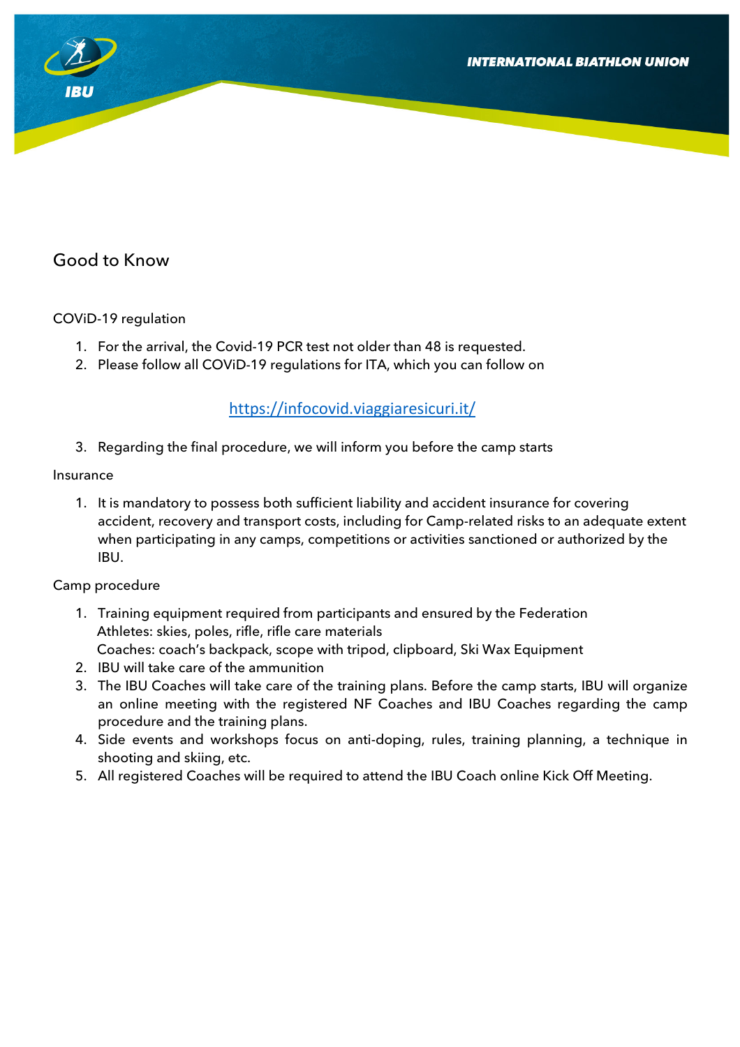## Good to Know

COViD-19 regulation

1. For the arrival, the Covid-19 PCR test not older than 48 is requested.
2. Please follow all COViD-19 regulations for ITA, which you can follow on

   https://infocovid.viaggiaresicuri.it/

3. Regarding the final procedure, we will inform you before the camp starts

Insurance

1. It is mandatory to possess both sufficient liability and accident insurance for covering accident, recovery and transport costs, including for Camp-related risks to an adequate extent when participating in any camps, competitions or activities sanctioned or authorized by the IBU.

Camp procedure

1. Training equipment required from participants and ensured by the Federation
   Athletes: skies, poles, rifle, rifle care materials
   Coaches: coach's backpack, scope with tripod, clipboard, Ski Wax Equipment
2. IBU will take care of the ammunition
3. The IBU Coaches will take care of the training plans. Before the camp starts, IBU will organize an online meeting with the registered NF Coaches and IBU Coaches regarding the camp procedure and the training plans.
4. Side events and workshops focus on anti-doping, rules, training planning, a technique in shooting and skiing, etc.
5. All registered Coaches will be required to attend the IBU Coach online Kick Off Meeting.